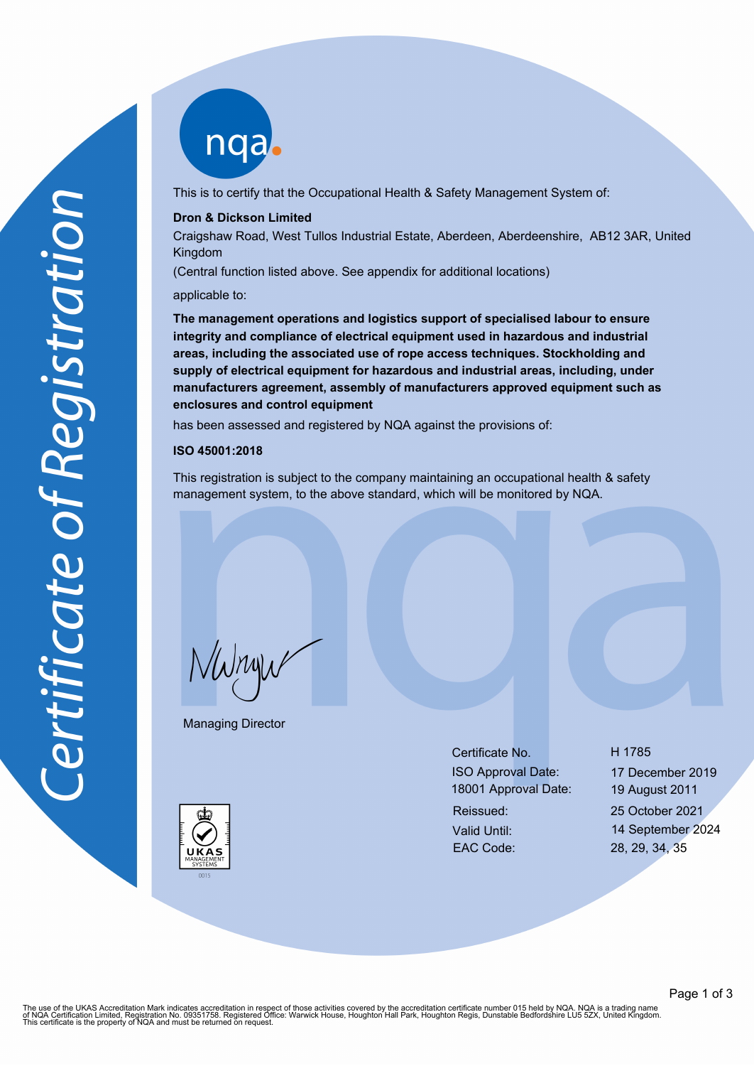# Certificate of Registration

nqa

This is to certify that the Occupational Health & Safety Management System of:

**Dron & Dickson Limited**

Craigshaw Road, West Tullos Industrial Estate, Aberdeen, Aberdeenshire, AB12 3AR, United Kingdom

(Central function listed above. See appendix for additional locations)

applicable to:

**The management operations and logistics support of specialised labour to ensure integrity and compliance of electrical equipment used in hazardous and industrial areas, including the associated use of rope access techniques. Stockholding and supply of electrical equipment for hazardous and industrial areas, including, under manufacturers agreement, assembly of manufacturers approved equipment such as enclosures and control equipment**

has been assessed and registered by NQA against the provisions of:

**ISO 45001:2018**

This registration is subject to the company maintaining an occupational health & safety management system, to the above standard, which will be monitored by NQA.

Managing Director

| | |
|---|---|
| Certificate No. | H 1785 |
| ISO Approval Date: | 17 December 2019 |
| 18001 Approval Date: | 19 August 2011 |
| Reissued: | 25 October 2021 |
| Valid Until: | 14 September 2024 |
| EAC Code: | 28, 29, 34, 35 |

UKAS MANAGEMENT SYSTEMS 0015

The use of the UKAS Accreditation Mark indicates accreditation in respect of those activities covered by the accreditation certificate number 015 held by NQA. NQA is a trading name of NQA Certification Limited, Registration No. 09351758. Registered Office: Warwick House, Houghton Hall Park, Houghton Regis, Dunstable Bedfordshire LU5 5ZX, United Kingdom. This certificate is the property of NQA and must be returned on request.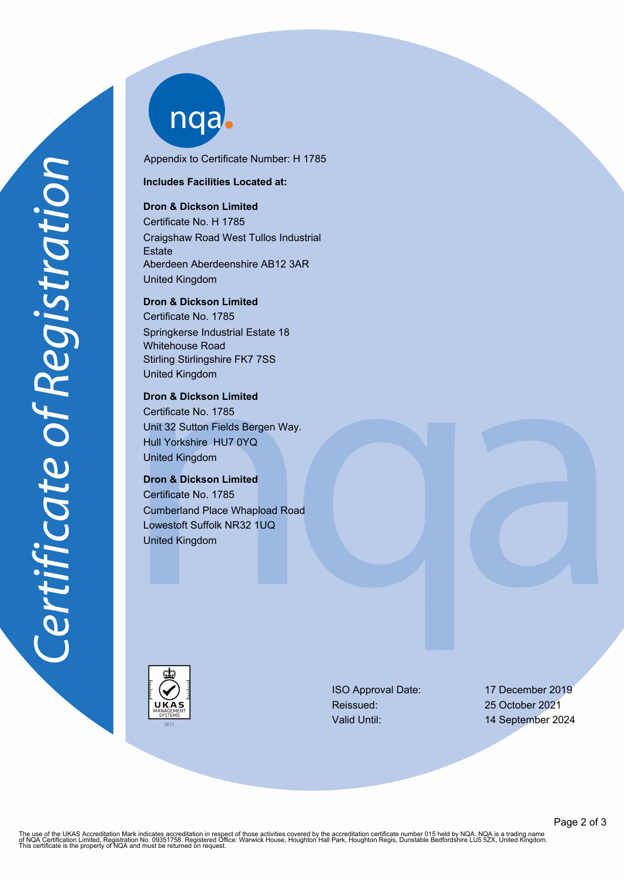Certificate of Registration

nqa

Appendix to Certificate Number: H 1785

**Includes Facilities Located at:**

**Dron & Dickson Limited**
Certificate No. H 1785
Craigshaw Road West Tullos Industrial Estate
Aberdeen Aberdeenshire AB12 3AR
United Kingdom

**Dron & Dickson Limited**
Certificate No. 1785
Springkerse Industrial Estate 18 Whitehouse Road
Stirling Stirlingshire FK7 7SS
United Kingdom

**Dron & Dickson Limited**
Certificate No. 1785
Unit 32 Sutton Fields Bergen Way.
Hull Yorkshire HU7 0YQ
United Kingdom

**Dron & Dickson Limited**
Certificate No. 1785
Cumberland Place Whapload Road
Lowestoft Suffolk NR32 1UQ
United Kingdom

UKAS MANAGEMENT SYSTEMS 0015

| | |
|---|---|
| ISO Approval Date: | 17 December 2019 |
| Reissued: | 25 October 2021 |
| Valid Until: | 14 September 2024 |

The use of the UKAS Accreditation Mark indicates accreditation in respect of those activities covered by the accreditation certificate number 015 held by NQA. NQA is a trading name of NQA Certification Limited, Registration No. 09351758. Registered Office: Warwick House, Houghton Hall Park, Houghton Regis, Dunstable Bedfordshire LU5 5ZX, United Kingdom.
This certificate is the property of NQA and must be returned on request.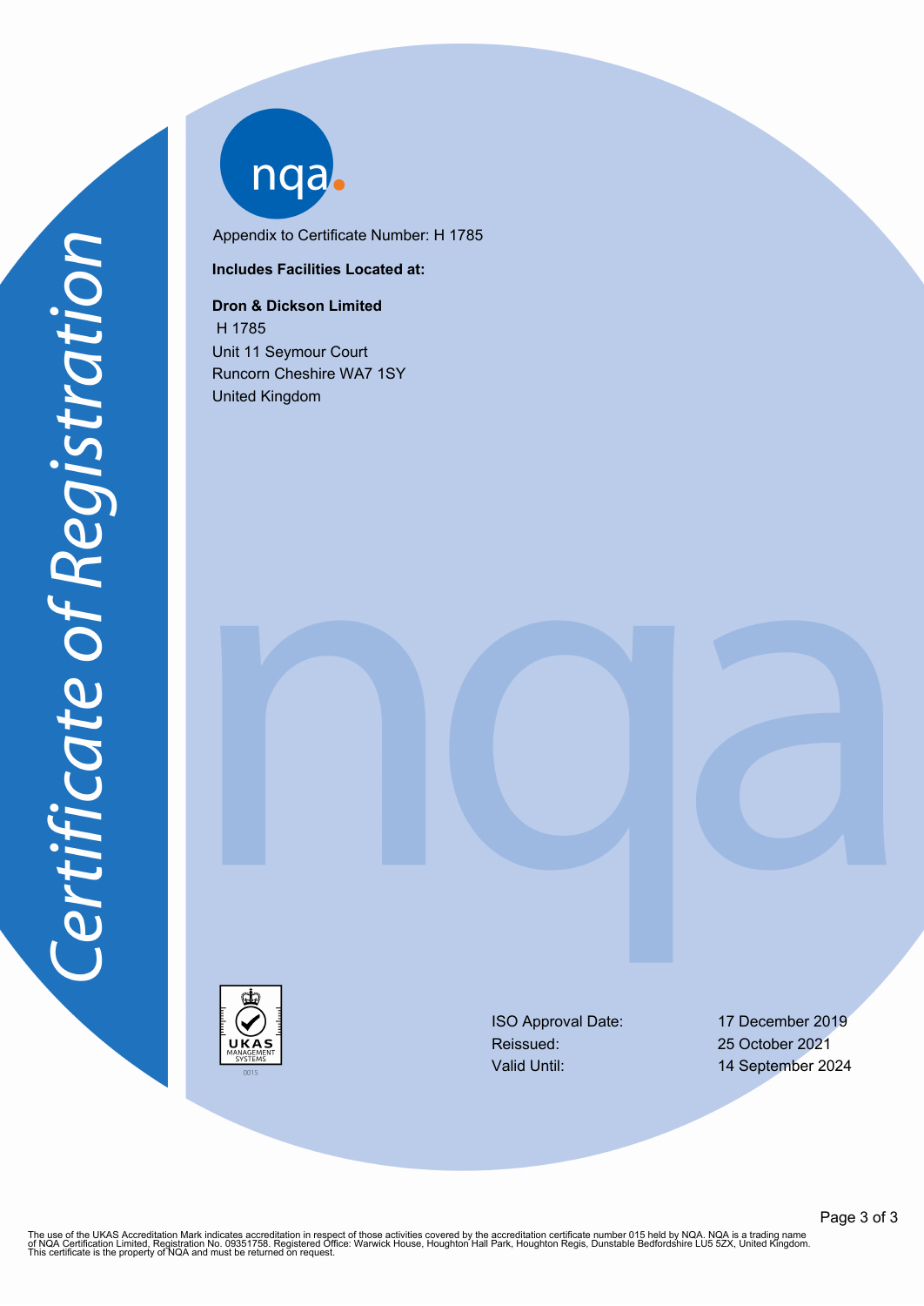*Certificate of Registration*

nqa

Appendix to Certificate Number: H 1785

**Includes Facilities Located at:**

**Dron & Dickson Limited**
H 1785
Unit 11 Seymour Court
Runcorn Cheshire WA7 1SY
United Kingdom

UKAS MANAGEMENT SYSTEMS
0015

| | |
|---|---|
| ISO Approval Date: | 17 December 2019 |
| Reissued: | 25 October 2021 |
| Valid Until: | 14 September 2024 |

The use of the UKAS Accreditation Mark indicates accreditation in respect of those activities covered by the accreditation certificate number 015 held by NQA. NQA is a trading name of NQA Certification Limited, Registration No. 09351758. Registered Office: Warwick House, Houghton Hall Park, Houghton Regis, Dunstable Bedfordshire LU5 5ZX, United Kingdom. This certificate is the property of NQA and must be returned on request.